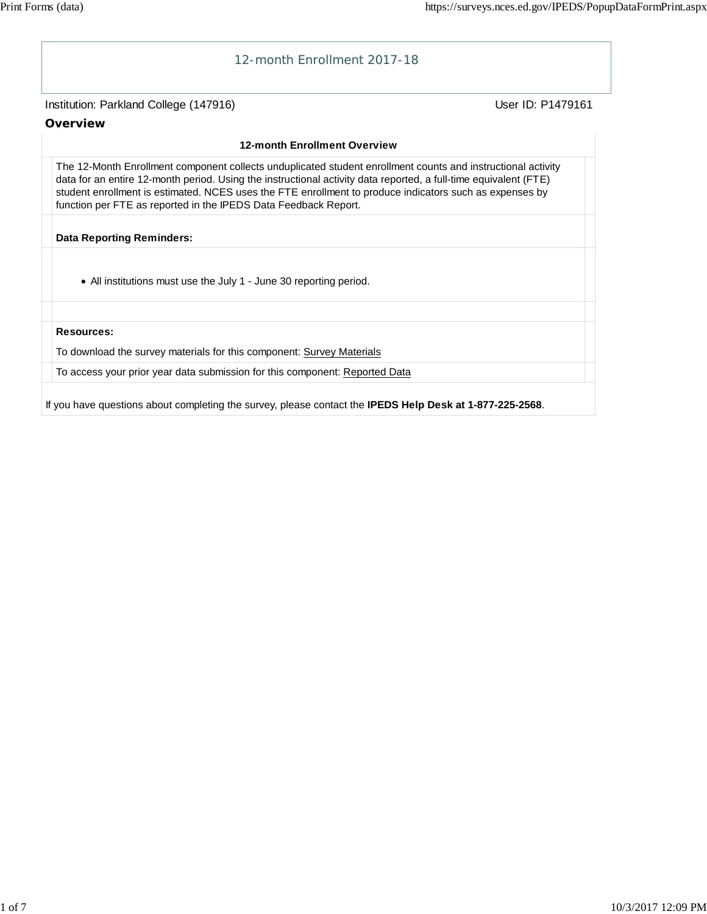# 12-month Enrollment 2017-18

Institution: Parkland College (147916) User ID: P1479161

## Overview

**12-month Enrollment Overview**

The 12-Month Enrollment component collects unduplicated student enrollment counts and instructional activity data for an entire 12-month period. Using the instructional activity data reported, a full-time equivalent (FTE) student enrollment is estimated. NCES uses the FTE enrollment to produce indicators such as expenses by function per FTE as reported in the IPEDS Data Feedback Report.

**Data Reporting Reminders:**

- All institutions must use the July 1 - June 30 reporting period.

**Resources:**

To download the survey materials for this component: Survey Materials

To access your prior year data submission for this component: Reported Data

If you have questions about completing the survey, please contact the **IPEDS Help Desk at 1-877-225-2568**.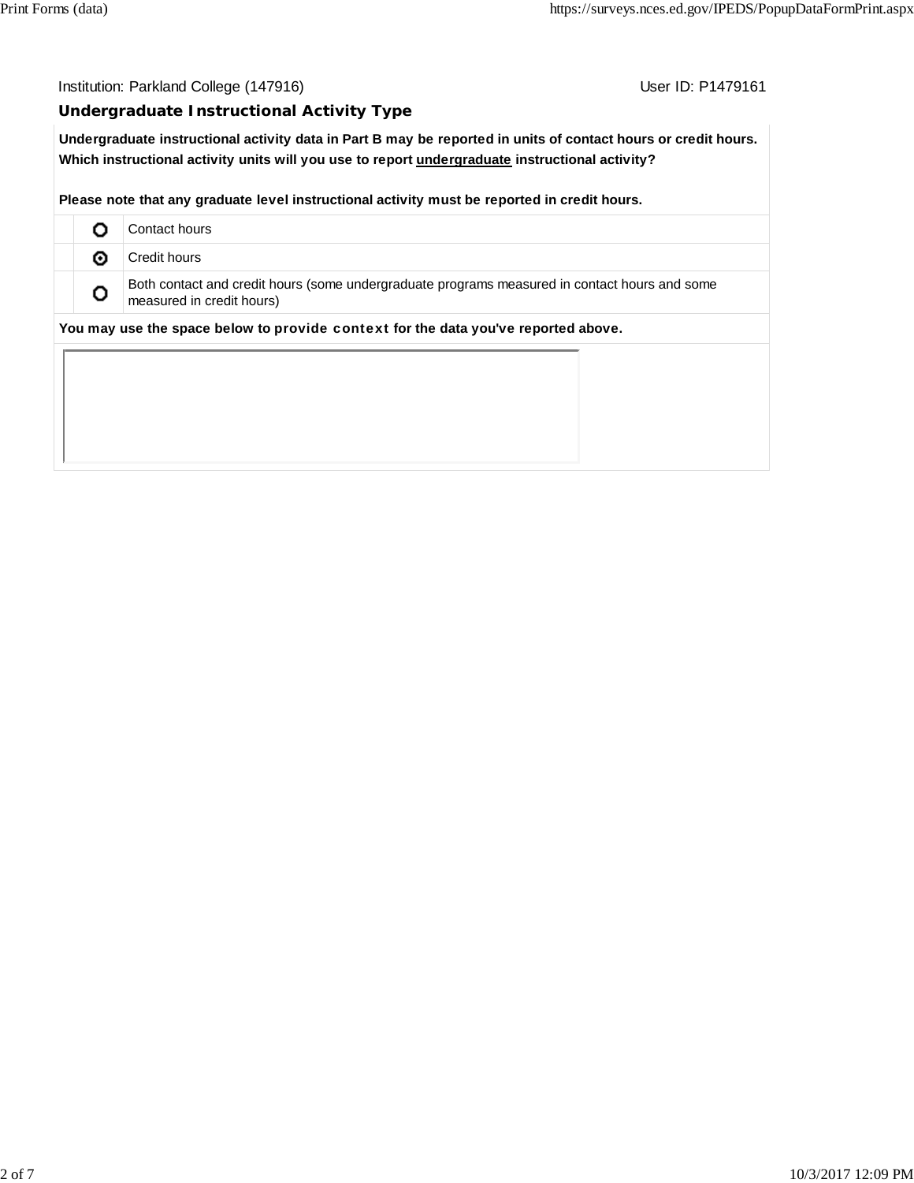Institution: Parkland College (147916) User ID: P1479161

## Undergraduate Instructional Activity Type

**Undergraduate instructional activity data in Part B may be reported in units of contact hours or credit hours. Which instructional activity units will you use to report undergraduate instructional activity?**

**Please note that any graduate level instructional activity must be reported in credit hours.**

| | | |
|---|---|---|
| | ○ | Contact hours |
| | ⊙ | Credit hours |
| | ○ | Both contact and credit hours (some undergraduate programs measured in contact hours and some measured in credit hours) |

**You may use the space below to provide context for the data you've reported above.**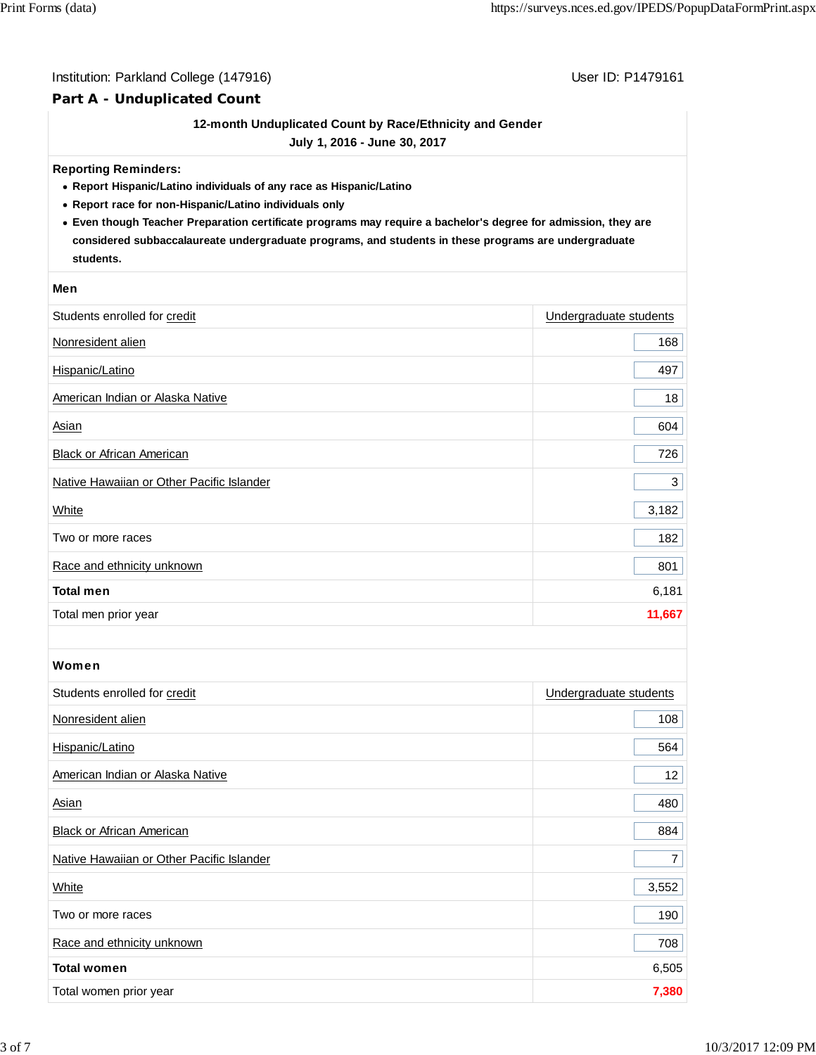Institution: Parkland College (147916) User ID: P1479161

## Part A - Unduplicated Count

**12-month Unduplicated Count by Race/Ethnicity and Gender**
**July 1, 2016 - June 30, 2017**

**Reporting Reminders:**

- **Report Hispanic/Latino individuals of any race as Hispanic/Latino**
- **Report race for non-Hispanic/Latino individuals only**
- **Even though Teacher Preparation certificate programs may require a bachelor's degree for admission, they are considered subbaccalaureate undergraduate programs, and students in these programs are undergraduate students.**

### Men

| Students enrolled for credit | Undergraduate students |
|---|---|
| Nonresident alien | 168 |
| Hispanic/Latino | 497 |
| American Indian or Alaska Native | 18 |
| Asian | 604 |
| Black or African American | 726 |
| Native Hawaiian or Other Pacific Islander | 3 |
| White | 3,182 |
| Two or more races | 182 |
| Race and ethnicity unknown | 801 |
| **Total men** | 6,181 |
| Total men prior year | **11,667** |

### Women

| Students enrolled for credit | Undergraduate students |
|---|---|
| Nonresident alien | 108 |
| Hispanic/Latino | 564 |
| American Indian or Alaska Native | 12 |
| Asian | 480 |
| Black or African American | 884 |
| Native Hawaiian or Other Pacific Islander | 7 |
| White | 3,552 |
| Two or more races | 190 |
| Race and ethnicity unknown | 708 |
| **Total women** | 6,505 |
| Total women prior year | **7,380** |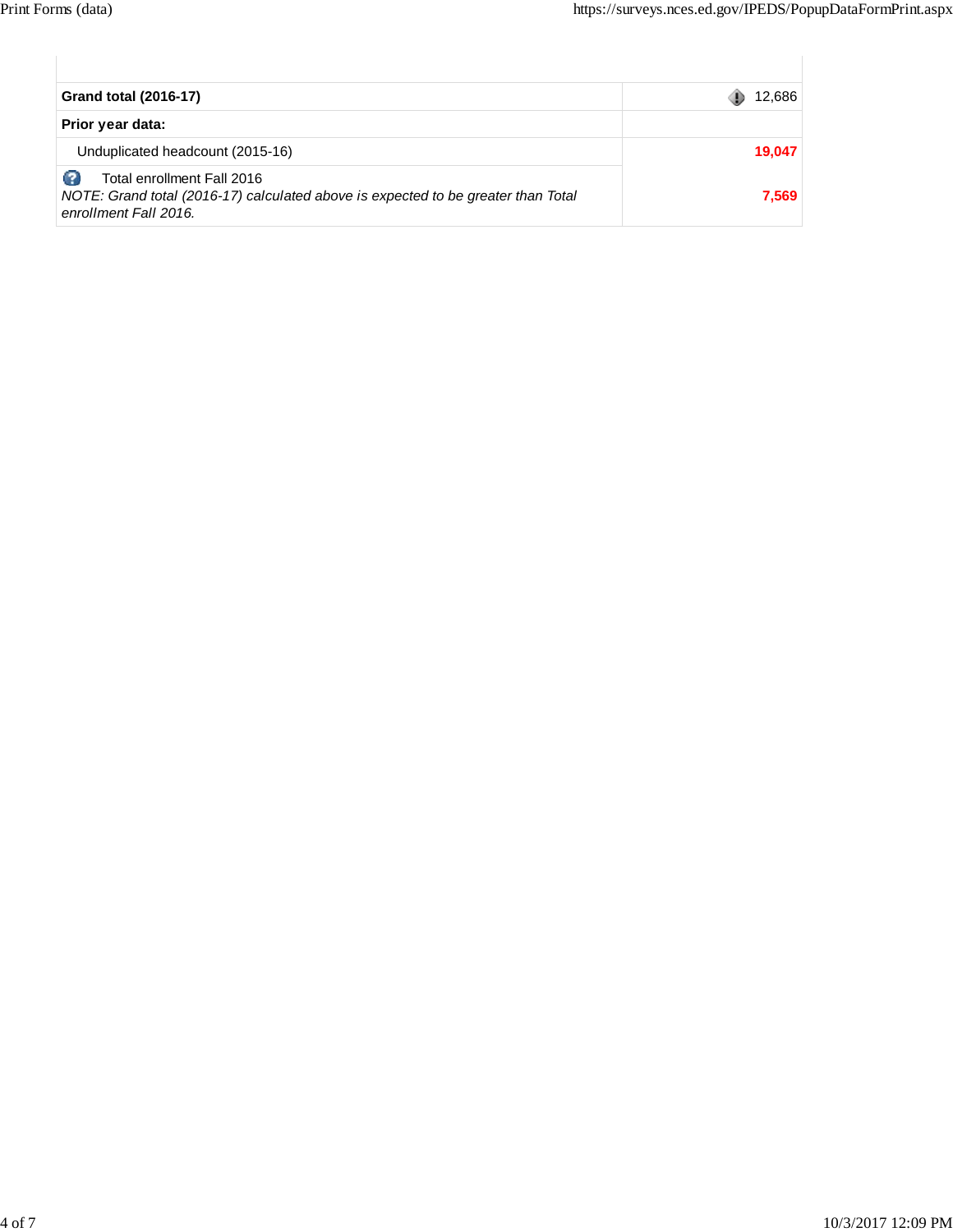| | |
|---|---|
| **Grand total (2016-17)** | 12,686 |
| **Prior year data:** | |
| Unduplicated headcount (2015-16) | **19,047** |
| Total enrollment Fall 2016<br>*NOTE: Grand total (2016-17) calculated above is expected to be greater than Total enrollment Fall 2016.* | **7,569** |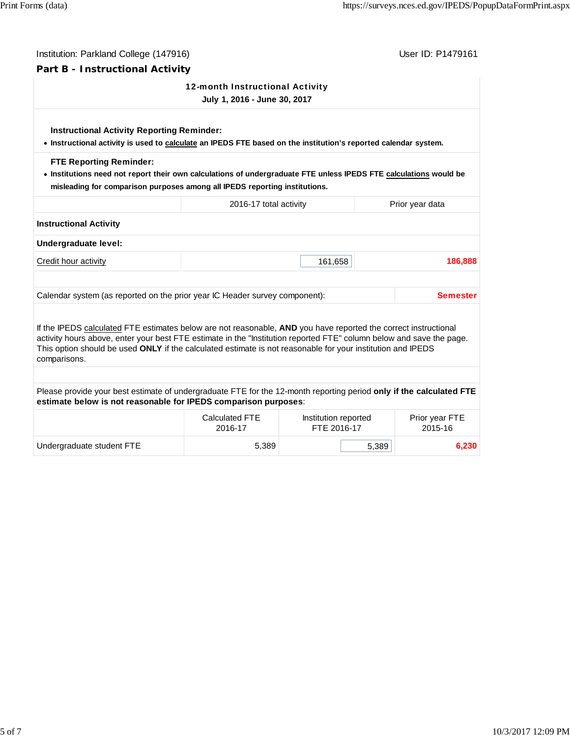Institution: Parkland College (147916) User ID: P1479161

## Part B - Instructional Activity

### 12-month Instructional Activity
**July 1, 2016 - June 30, 2017**

**Instructional Activity Reporting Reminder:**

- **Instructional activity is used to calculate an IPEDS FTE based on the institution's reported calendar system.**

**FTE Reporting Reminder:**

- **Institutions need not report their own calculations of undergraduate FTE unless IPEDS FTE calculations would be misleading for comparison purposes among all IPEDS reporting institutions.**

| | 2016-17 total activity | Prior year data |
|---|---|---|
| **Instructional Activity** | | |
| **Undergraduate level:** | | |
| Credit hour activity | 161,658 | **186,888** |

| | |
|---|---|
| Calendar system (as reported on the prior year IC Header survey component): | **Semester** |

If the IPEDS calculated FTE estimates below are not reasonable, **AND** you have reported the correct instructional activity hours above, enter your best FTE estimate in the "Institution reported FTE" column below and save the page. This option should be used **ONLY** if the calculated estimate is not reasonable for your institution and IPEDS comparisons.

Please provide your best estimate of undergraduate FTE for the 12-month reporting period **only if the calculated FTE estimate below is not reasonable for IPEDS comparison purposes**:

| | Calculated FTE 2016-17 | Institution reported FTE 2016-17 | Prior year FTE 2015-16 |
|---|---|---|---|
| Undergraduate student FTE | 5,389 | 5,389 | **6,230** |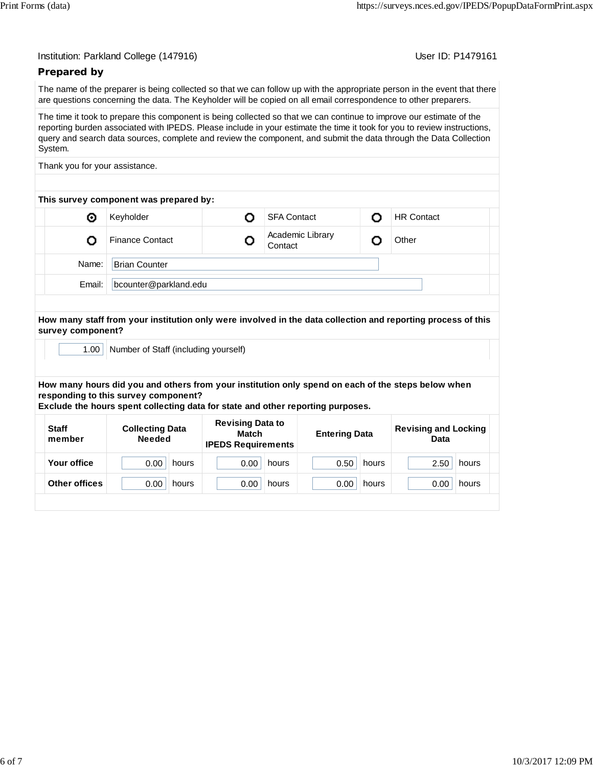Institution: Parkland College (147916) User ID: P1479161

## Prepared by

The name of the preparer is being collected so that we can follow up with the appropriate person in the event that there are questions concerning the data. The Keyholder will be copied on all email correspondence to other preparers.

The time it took to prepare this component is being collected so that we can continue to improve our estimate of the reporting burden associated with IPEDS. Please include in your estimate the time it took for you to review instructions, query and search data sources, complete and review the component, and submit the data through the Data Collection System.

Thank you for your assistance.

**This survey component was prepared by:**

| | | | | | |
|---|---|---|---|---|---|
| ◉ | Keyholder | ○ | SFA Contact | ○ | HR Contact |
| ○ | Finance Contact | ○ | Academic Library Contact | ○ | Other |

Name: Brian Counter

Email: bcounter@parkland.edu

**How many staff from your institution only were involved in the data collection and reporting process of this survey component?**

1.00 Number of Staff (including yourself)

**How many hours did you and others from your institution only spend on each of the steps below when responding to this survey component?**
**Exclude the hours spent collecting data for state and other reporting purposes.**

| Staff member | Collecting Data Needed | Revising Data to Match IPEDS Requirements | Entering Data | Revising and Locking Data |
|---|---|---|---|---|
| Your office | 0.00 hours | 0.00 hours | 0.50 hours | 2.50 hours |
| Other offices | 0.00 hours | 0.00 hours | 0.00 hours | 0.00 hours |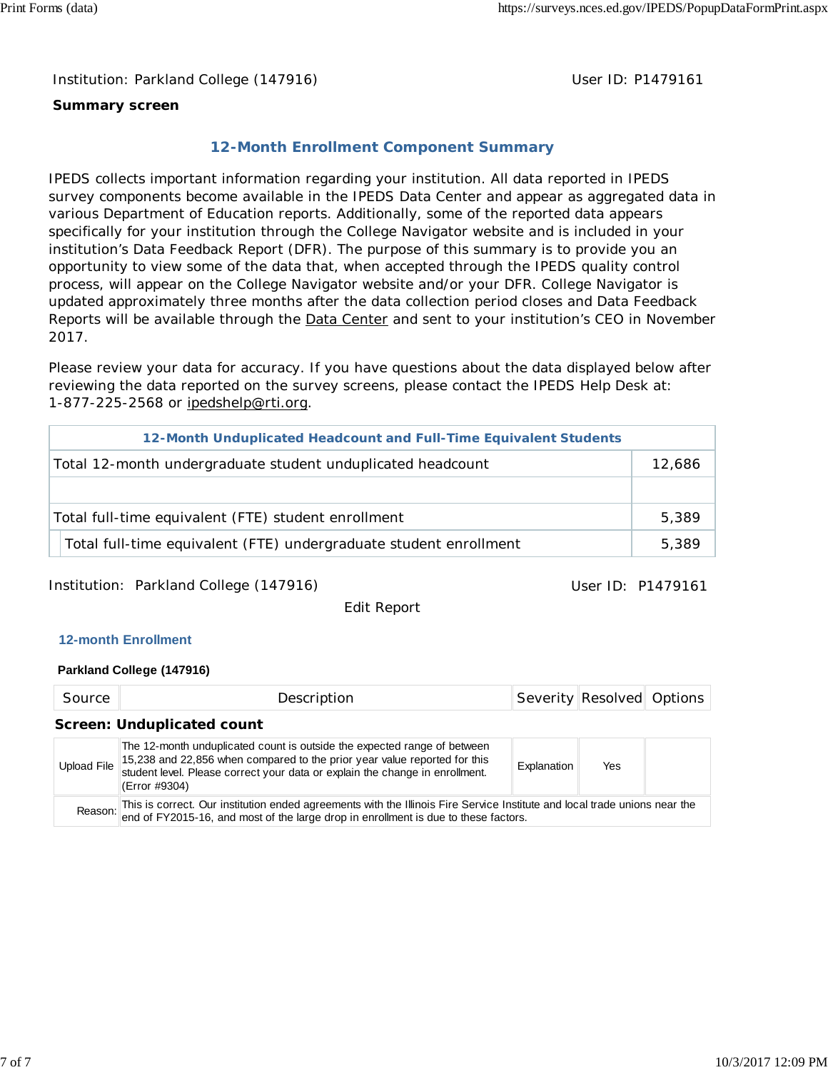Institution: Parkland College (147916) User ID: P1479161

**Summary screen**

## 12-Month Enrollment Component Summary

IPEDS collects important information regarding your institution. All data reported in IPEDS survey components become available in the IPEDS Data Center and appear as aggregated data in various Department of Education reports. Additionally, some of the reported data appears specifically for your institution through the College Navigator website and is included in your institution's Data Feedback Report (DFR). The purpose of this summary is to provide you an opportunity to view some of the data that, when accepted through the IPEDS quality control process, will appear on the College Navigator website and/or your DFR. College Navigator is updated approximately three months after the data collection period closes and Data Feedback Reports will be available through the Data Center and sent to your institution's CEO in November 2017.

Please review your data for accuracy. If you have questions about the data displayed below after reviewing the data reported on the survey screens, please contact the IPEDS Help Desk at: 1-877-225-2568 or ipedshelp@rti.org.

| 12-Month Unduplicated Headcount and Full-Time Equivalent Students | |
|---|---|
| Total 12-month undergraduate student unduplicated headcount | 12,686 |
| | |
| Total full-time equivalent (FTE) student enrollment | 5,389 |
| Total full-time equivalent (FTE) undergraduate student enrollment | 5,389 |

Institution: Parkland College (147916) User ID: P1479161

Edit Report

### 12-month Enrollment

**Parkland College (147916)**

| Source | Description | Severity | Resolved | Options |
|---|---|---|---|---|
| **Screen: Unduplicated count** | | | | |
| Upload File | The 12-month unduplicated count is outside the expected range of between 15,238 and 22,856 when compared to the prior year value reported for this student level. Please correct your data or explain the change in enrollment. (Error #9304) | Explanation | Yes | |
| Reason: | This is correct. Our institution ended agreements with the Illinois Fire Service Institute and local trade unions near the end of FY2015-16, and most of the large drop in enrollment is due to these factors. | | | |